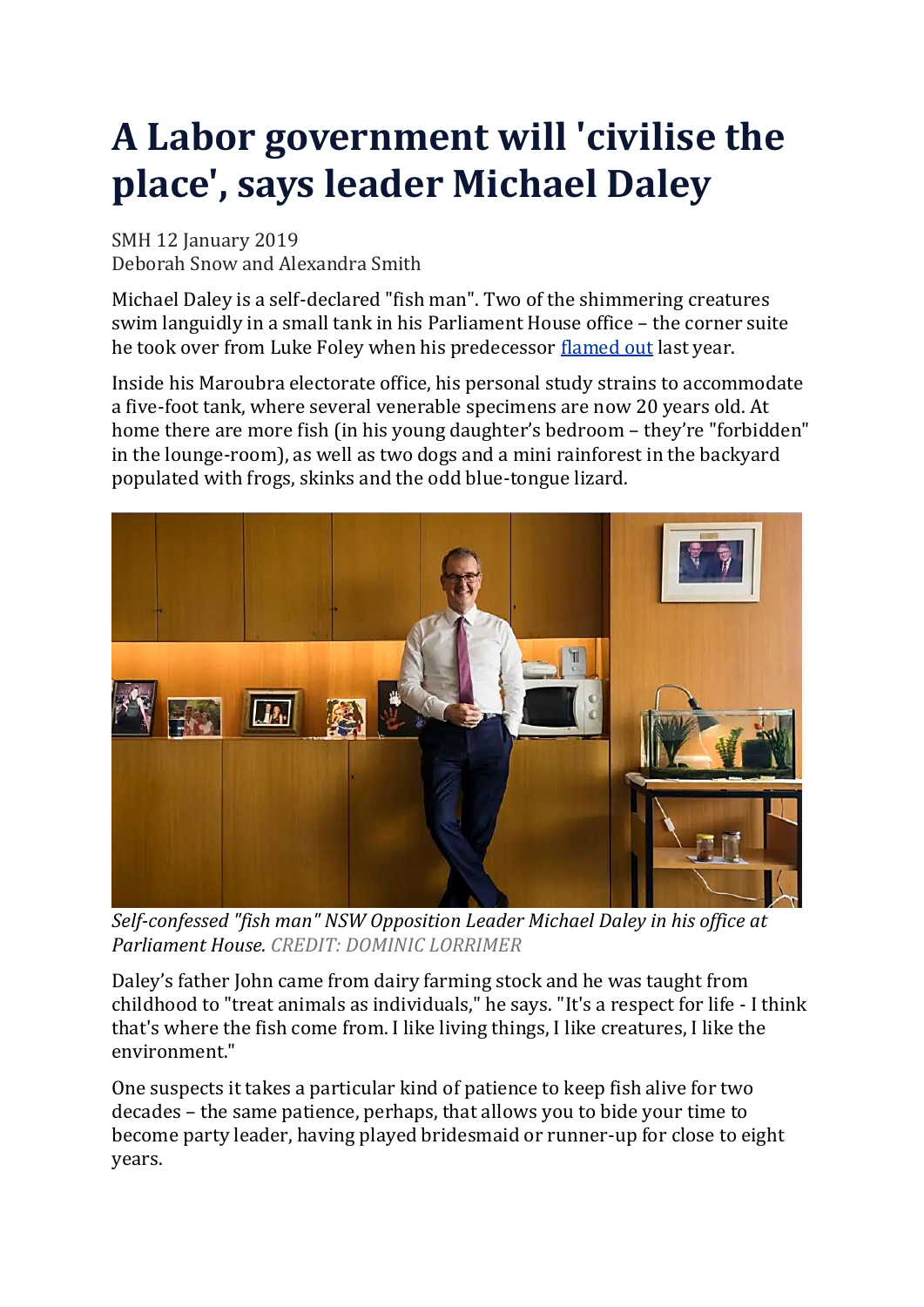# A Labor government will 'civilise the place', says leader Michael Daley

SMH 12 January 2019
Deborah Snow and Alexandra Smith

Michael Daley is a self-declared "fish man". Two of the shimmering creatures swim languidly in a small tank in his Parliament House office – the corner suite he took over from Luke Foley when his predecessor flamed out last year.

Inside his Maroubra electorate office, his personal study strains to accommodate a five-foot tank, where several venerable specimens are now 20 years old. At home there are more fish (in his young daughter's bedroom – they're "forbidden" in the lounge-room), as well as two dogs and a mini rainforest in the backyard populated with frogs, skinks and the odd blue-tongue lizard.

*Self-confessed "fish man" NSW Opposition Leader Michael Daley in his office at Parliament House.* CREDIT: DOMINIC LORRIMER

Daley's father John came from dairy farming stock and he was taught from childhood to "treat animals as individuals," he says. "It's a respect for life - I think that's where the fish come from. I like living things, I like creatures, I like the environment."

One suspects it takes a particular kind of patience to keep fish alive for two decades – the same patience, perhaps, that allows you to bide your time to become party leader, having played bridesmaid or runner-up for close to eight years.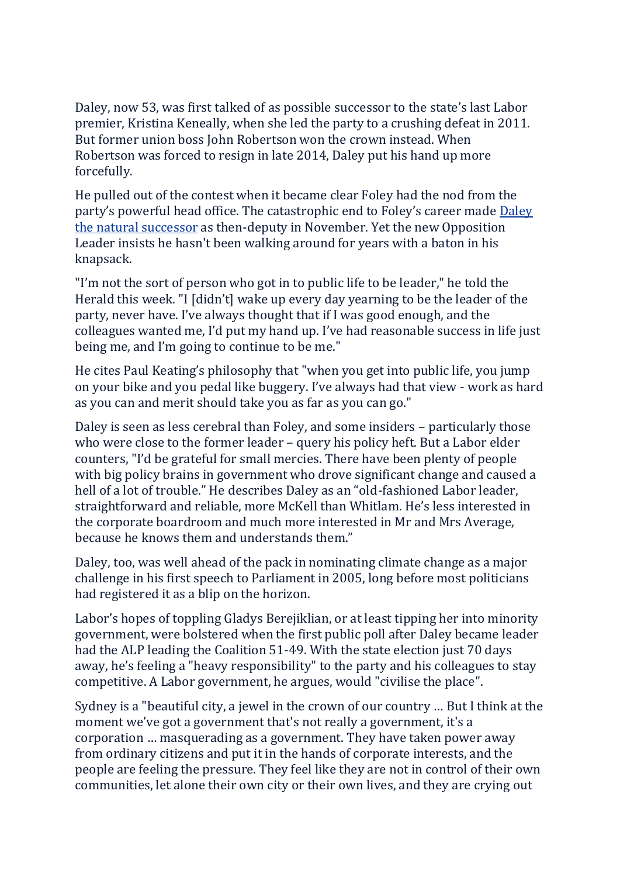Daley, now 53, was first talked of as possible successor to the state's last Labor premier, Kristina Keneally, when she led the party to a crushing defeat in 2011. But former union boss John Robertson won the crown instead. When Robertson was forced to resign in late 2014, Daley put his hand up more forcefully.

He pulled out of the contest when it became clear Foley had the nod from the party's powerful head office. The catastrophic end to Foley's career made [Daley the natural successor] as then-deputy in November. Yet the new Opposition Leader insists he hasn't been walking around for years with a baton in his knapsack.

"I'm not the sort of person who got in to public life to be leader," he told the Herald this week. "I [didn't] wake up every day yearning to be the leader of the party, never have. I've always thought that if I was good enough, and the colleagues wanted me, I'd put my hand up. I've had reasonable success in life just being me, and I'm going to continue to be me."

He cites Paul Keating's philosophy that "when you get into public life, you jump on your bike and you pedal like buggery. I've always had that view - work as hard as you can and merit should take you as far as you can go."

Daley is seen as less cerebral than Foley, and some insiders – particularly those who were close to the former leader – query his policy heft. But a Labor elder counters, "I'd be grateful for small mercies. There have been plenty of people with big policy brains in government who drove significant change and caused a hell of a lot of trouble." He describes Daley as an "old-fashioned Labor leader, straightforward and reliable, more McKell than Whitlam. He's less interested in the corporate boardroom and much more interested in Mr and Mrs Average, because he knows them and understands them."

Daley, too, was well ahead of the pack in nominating climate change as a major challenge in his first speech to Parliament in 2005, long before most politicians had registered it as a blip on the horizon.

Labor's hopes of toppling Gladys Berejiklian, or at least tipping her into minority government, were bolstered when the first public poll after Daley became leader had the ALP leading the Coalition 51-49. With the state election just 70 days away, he's feeling a "heavy responsibility" to the party and his colleagues to stay competitive. A Labor government, he argues, would "civilise the place".

Sydney is a "beautiful city, a jewel in the crown of our country … But I think at the moment we've got a government that's not really a government, it's a corporation … masquerading as a government. They have taken power away from ordinary citizens and put it in the hands of corporate interests, and the people are feeling the pressure. They feel like they are not in control of their own communities, let alone their own city or their own lives, and they are crying out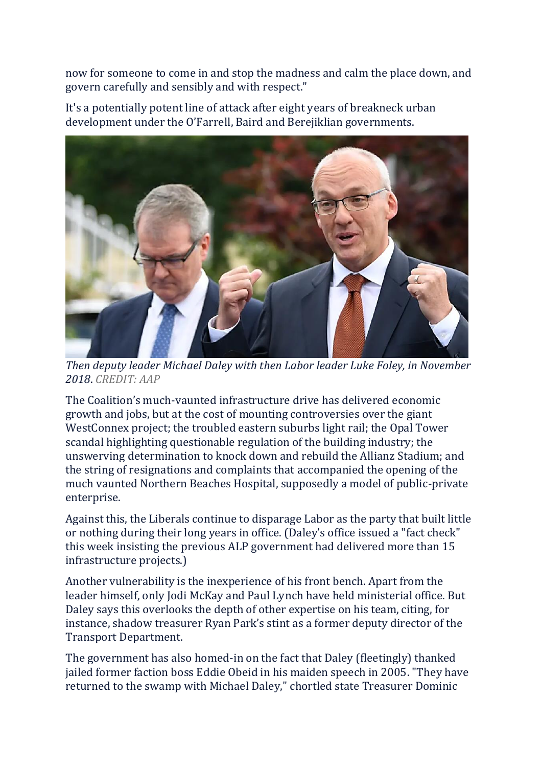now for someone to come in and stop the madness and calm the place down, and govern carefully and sensibly and with respect."

It's a potentially potent line of attack after eight years of breakneck urban development under the O'Farrell, Baird and Berejiklian governments.

*Then deputy leader Michael Daley with then Labor leader Luke Foley, in November 2018. CREDIT: AAP*

The Coalition's much-vaunted infrastructure drive has delivered economic growth and jobs, but at the cost of mounting controversies over the giant WestConnex project; the troubled eastern suburbs light rail; the Opal Tower scandal highlighting questionable regulation of the building industry; the unswerving determination to knock down and rebuild the Allianz Stadium; and the string of resignations and complaints that accompanied the opening of the much vaunted Northern Beaches Hospital, supposedly a model of public-private enterprise.

Against this, the Liberals continue to disparage Labor as the party that built little or nothing during their long years in office. (Daley's office issued a "fact check" this week insisting the previous ALP government had delivered more than 15 infrastructure projects.)

Another vulnerability is the inexperience of his front bench. Apart from the leader himself, only Jodi McKay and Paul Lynch have held ministerial office. But Daley says this overlooks the depth of other expertise on his team, citing, for instance, shadow treasurer Ryan Park's stint as a former deputy director of the Transport Department.

The government has also homed-in on the fact that Daley (fleetingly) thanked jailed former faction boss Eddie Obeid in his maiden speech in 2005. "They have returned to the swamp with Michael Daley," chortled state Treasurer Dominic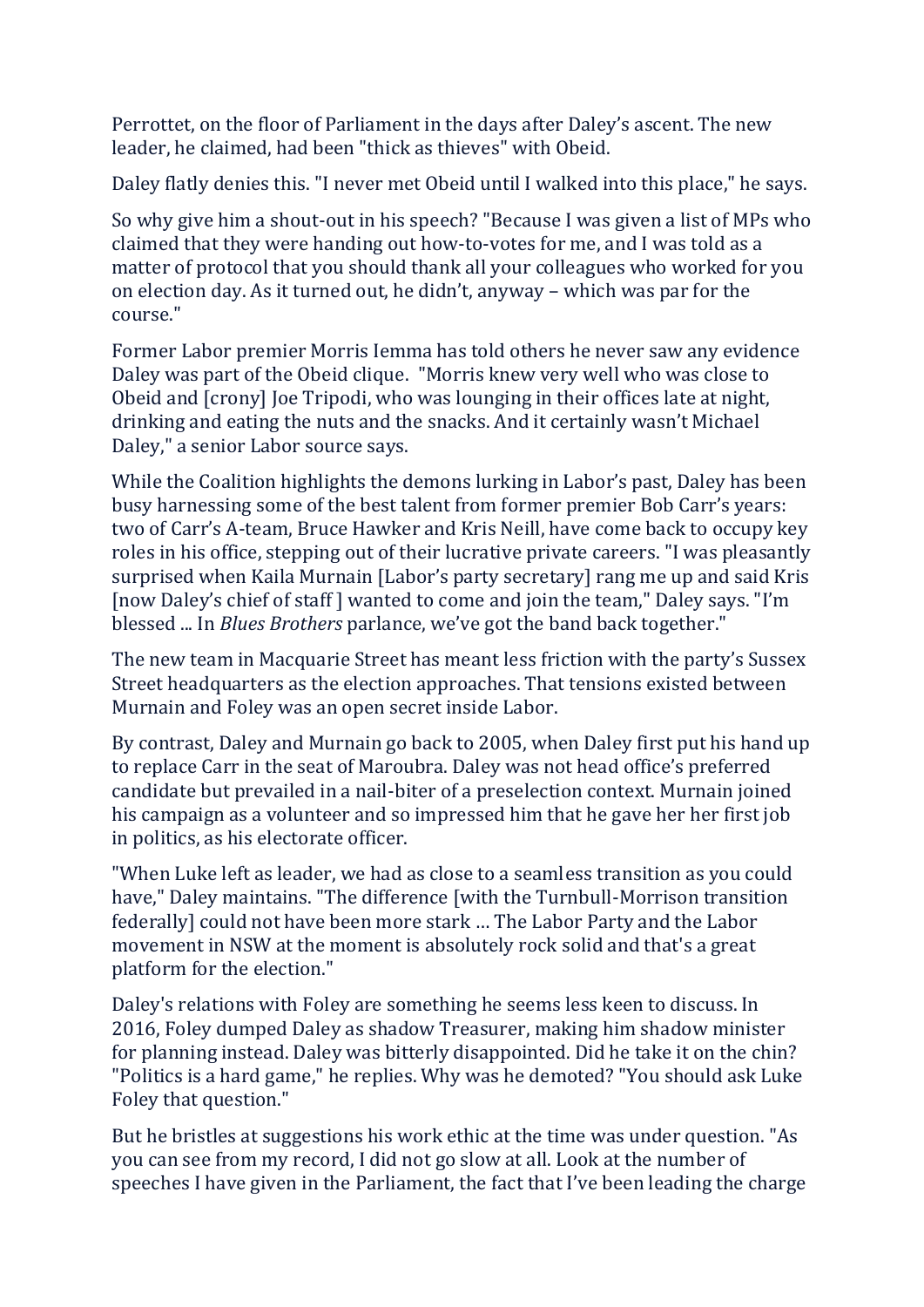Perrottet, on the floor of Parliament in the days after Daley's ascent. The new leader, he claimed, had been "thick as thieves" with Obeid.

Daley flatly denies this. "I never met Obeid until I walked into this place," he says.

So why give him a shout-out in his speech? "Because I was given a list of MPs who claimed that they were handing out how-to-votes for me, and I was told as a matter of protocol that you should thank all your colleagues who worked for you on election day. As it turned out, he didn't, anyway – which was par for the course."

Former Labor premier Morris Iemma has told others he never saw any evidence Daley was part of the Obeid clique. "Morris knew very well who was close to Obeid and [crony] Joe Tripodi, who was lounging in their offices late at night, drinking and eating the nuts and the snacks. And it certainly wasn't Michael Daley," a senior Labor source says.

While the Coalition highlights the demons lurking in Labor's past, Daley has been busy harnessing some of the best talent from former premier Bob Carr's years: two of Carr's A-team, Bruce Hawker and Kris Neill, have come back to occupy key roles in his office, stepping out of their lucrative private careers. "I was pleasantly surprised when Kaila Murnain [Labor's party secretary] rang me up and said Kris [now Daley's chief of staff ] wanted to come and join the team," Daley says. "I'm blessed ... In *Blues Brothers* parlance, we've got the band back together."

The new team in Macquarie Street has meant less friction with the party's Sussex Street headquarters as the election approaches. That tensions existed between Murnain and Foley was an open secret inside Labor.

By contrast, Daley and Murnain go back to 2005, when Daley first put his hand up to replace Carr in the seat of Maroubra. Daley was not head office's preferred candidate but prevailed in a nail-biter of a preselection context. Murnain joined his campaign as a volunteer and so impressed him that he gave her her first job in politics, as his electorate officer.

"When Luke left as leader, we had as close to a seamless transition as you could have," Daley maintains. "The difference [with the Turnbull-Morrison transition federally] could not have been more stark … The Labor Party and the Labor movement in NSW at the moment is absolutely rock solid and that's a great platform for the election."

Daley's relations with Foley are something he seems less keen to discuss. In 2016, Foley dumped Daley as shadow Treasurer, making him shadow minister for planning instead. Daley was bitterly disappointed. Did he take it on the chin? "Politics is a hard game," he replies. Why was he demoted? "You should ask Luke Foley that question."

But he bristles at suggestions his work ethic at the time was under question. "As you can see from my record, I did not go slow at all. Look at the number of speeches I have given in the Parliament, the fact that I've been leading the charge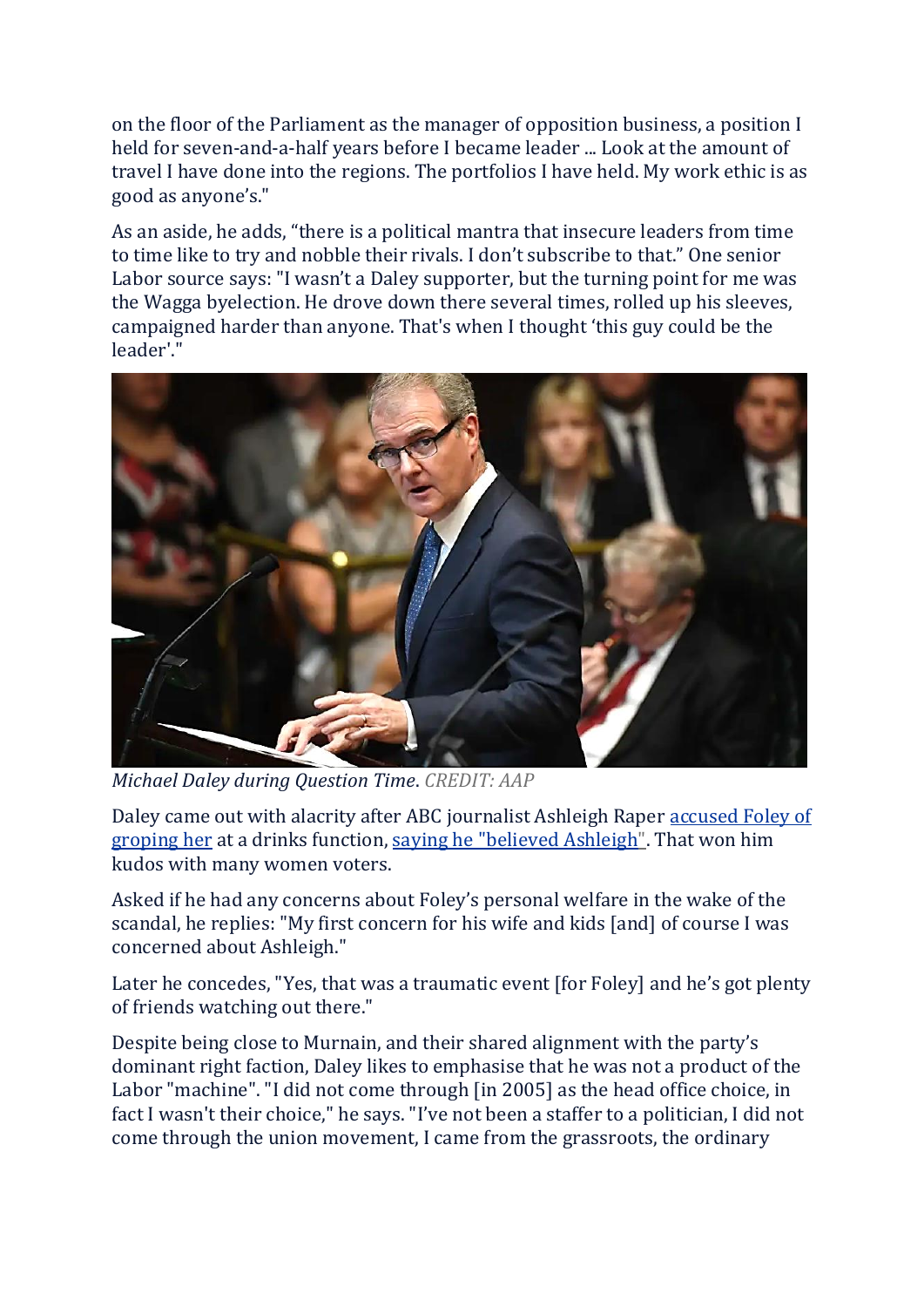on the floor of the Parliament as the manager of opposition business, a position I held for seven-and-a-half years before I became leader ... Look at the amount of travel I have done into the regions. The portfolios I have held. My work ethic is as good as anyone's."

As an aside, he adds, "there is a political mantra that insecure leaders from time to time like to try and nobble their rivals. I don't subscribe to that." One senior Labor source says: "I wasn't a Daley supporter, but the turning point for me was the Wagga byelection. He drove down there several times, rolled up his sleeves, campaigned harder than anyone. That's when I thought 'this guy could be the leader'."

*Michael Daley during Question Time*. *CREDIT: AAP*

Daley came out with alacrity after ABC journalist Ashleigh Raper [accused Foley of groping her](#) at a drinks function, [saying he "believed Ashleigh"](#). That won him kudos with many women voters.

Asked if he had any concerns about Foley's personal welfare in the wake of the scandal, he replies: "My first concern for his wife and kids [and] of course I was concerned about Ashleigh."

Later he concedes, "Yes, that was a traumatic event [for Foley] and he's got plenty of friends watching out there."

Despite being close to Murnain, and their shared alignment with the party's dominant right faction, Daley likes to emphasise that he was not a product of the Labor "machine". "I did not come through [in 2005] as the head office choice, in fact I wasn't their choice," he says. "I've not been a staffer to a politician, I did not come through the union movement, I came from the grassroots, the ordinary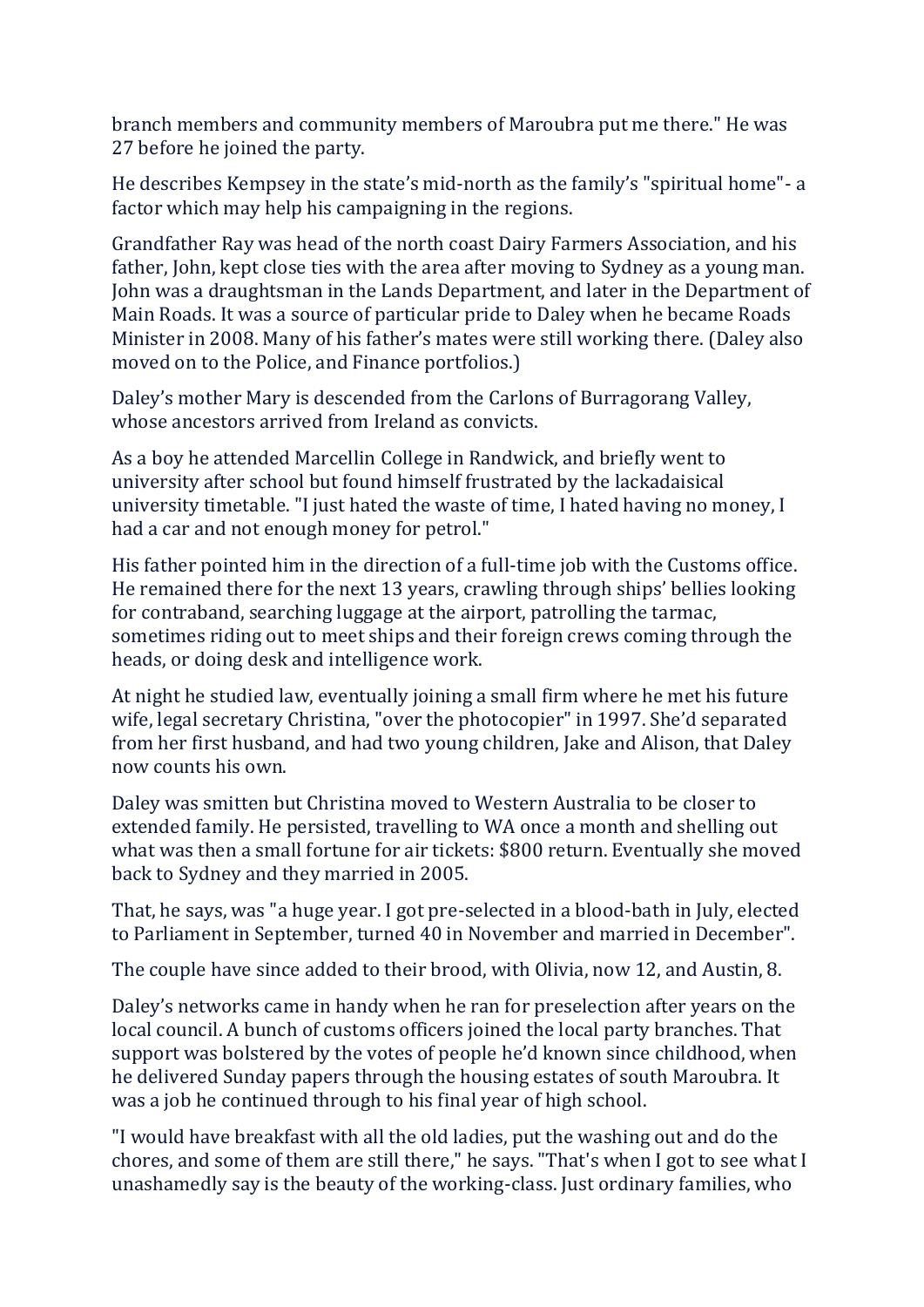branch members and community members of Maroubra put me there." He was 27 before he joined the party.

He describes Kempsey in the state's mid-north as the family's "spiritual home"- a factor which may help his campaigning in the regions.

Grandfather Ray was head of the north coast Dairy Farmers Association, and his father, John, kept close ties with the area after moving to Sydney as a young man. John was a draughtsman in the Lands Department, and later in the Department of Main Roads. It was a source of particular pride to Daley when he became Roads Minister in 2008. Many of his father's mates were still working there. (Daley also moved on to the Police, and Finance portfolios.)

Daley's mother Mary is descended from the Carlons of Burragorang Valley, whose ancestors arrived from Ireland as convicts.

As a boy he attended Marcellin College in Randwick, and briefly went to university after school but found himself frustrated by the lackadaisical university timetable. "I just hated the waste of time, I hated having no money, I had a car and not enough money for petrol."

His father pointed him in the direction of a full-time job with the Customs office. He remained there for the next 13 years, crawling through ships' bellies looking for contraband, searching luggage at the airport, patrolling the tarmac, sometimes riding out to meet ships and their foreign crews coming through the heads, or doing desk and intelligence work.

At night he studied law, eventually joining a small firm where he met his future wife, legal secretary Christina, "over the photocopier" in 1997. She'd separated from her first husband, and had two young children, Jake and Alison, that Daley now counts his own.

Daley was smitten but Christina moved to Western Australia to be closer to extended family. He persisted, travelling to WA once a month and shelling out what was then a small fortune for air tickets: $800 return. Eventually she moved back to Sydney and they married in 2005.

That, he says, was "a huge year. I got pre-selected in a blood-bath in July, elected to Parliament in September, turned 40 in November and married in December".

The couple have since added to their brood, with Olivia, now 12, and Austin, 8.

Daley's networks came in handy when he ran for preselection after years on the local council. A bunch of customs officers joined the local party branches. That support was bolstered by the votes of people he'd known since childhood, when he delivered Sunday papers through the housing estates of south Maroubra. It was a job he continued through to his final year of high school.

"I would have breakfast with all the old ladies, put the washing out and do the chores, and some of them are still there," he says. "That's when I got to see what I unashamedly say is the beauty of the working-class. Just ordinary families, who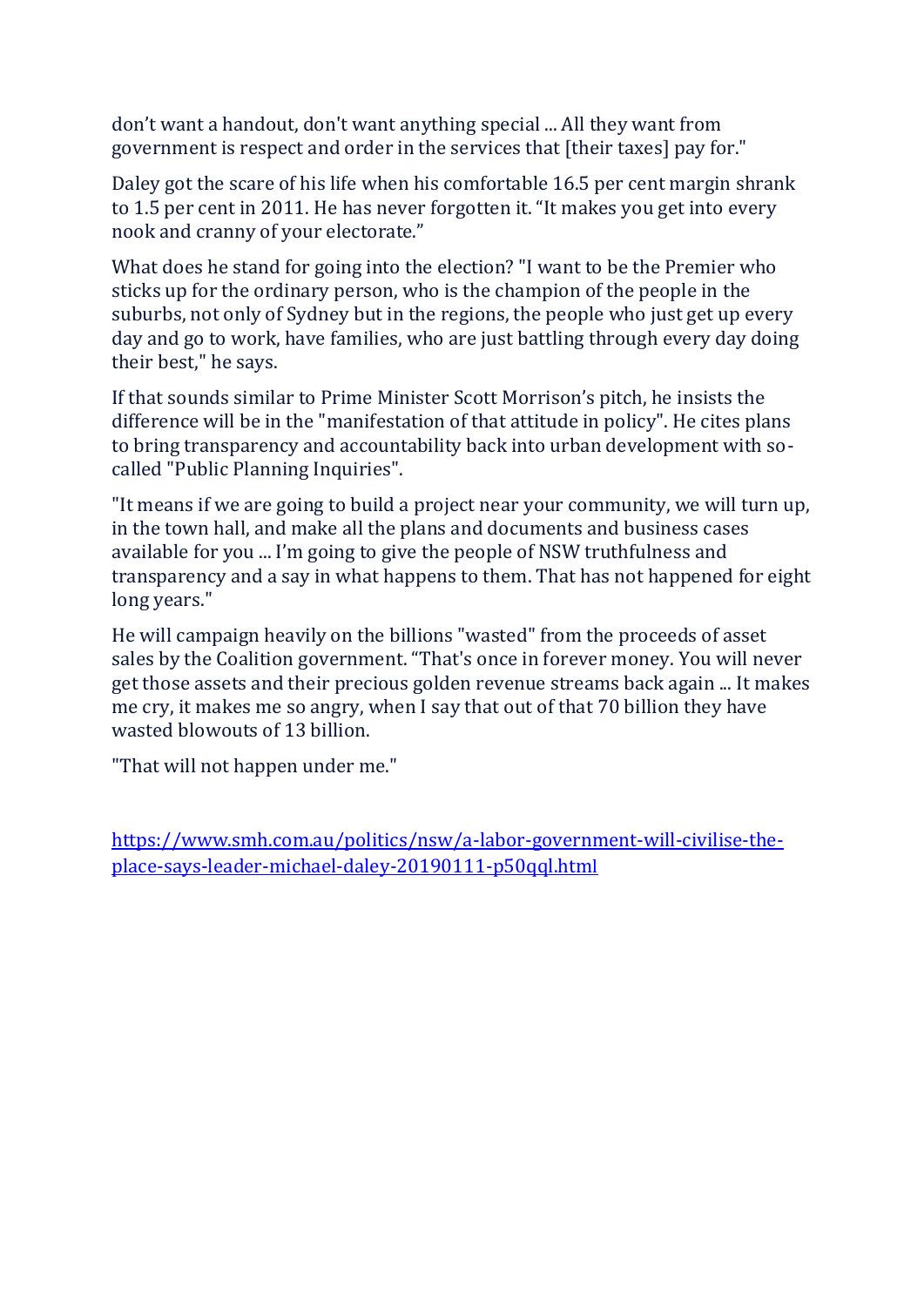don't want a handout, don't want anything special ... All they want from government is respect and order in the services that [their taxes] pay for."

Daley got the scare of his life when his comfortable 16.5 per cent margin shrank to 1.5 per cent in 2011. He has never forgotten it. "It makes you get into every nook and cranny of your electorate."

What does he stand for going into the election? "I want to be the Premier who sticks up for the ordinary person, who is the champion of the people in the suburbs, not only of Sydney but in the regions, the people who just get up every day and go to work, have families, who are just battling through every day doing their best," he says.

If that sounds similar to Prime Minister Scott Morrison's pitch, he insists the difference will be in the "manifestation of that attitude in policy". He cites plans to bring transparency and accountability back into urban development with so-called "Public Planning Inquiries".

"It means if we are going to build a project near your community, we will turn up, in the town hall, and make all the plans and documents and business cases available for you ... I'm going to give the people of NSW truthfulness and transparency and a say in what happens to them. That has not happened for eight long years."

He will campaign heavily on the billions "wasted" from the proceeds of asset sales by the Coalition government. "That's once in forever money. You will never get those assets and their precious golden revenue streams back again ... It makes me cry, it makes me so angry, when I say that out of that 70 billion they have wasted blowouts of 13 billion.

"That will not happen under me."

https://www.smh.com.au/politics/nsw/a-labor-government-will-civilise-the-place-says-leader-michael-daley-20190111-p50qql.html